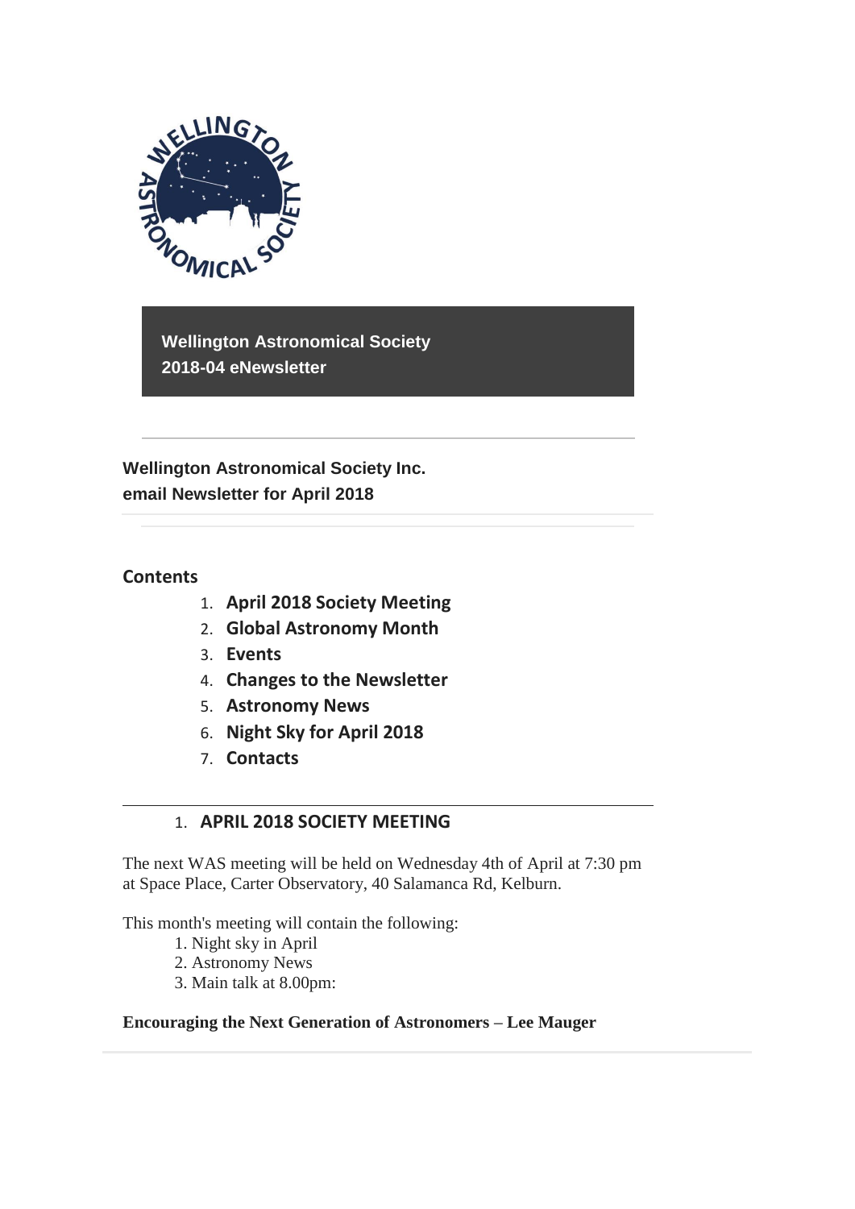**Wellington Astronomical Society**
**2018-04 eNewsletter**

---

**Wellington Astronomical Society Inc.**
**email Newsletter for April 2018**

---

## Contents

1. **April 2018 Society Meeting**
2. **Global Astronomy Month**
3. **Events**
4. **Changes to the Newsletter**
5. **Astronomy News**
6. **Night Sky for April 2018**
7. **Contacts**

---

## 1. APRIL 2018 SOCIETY MEETING

The next WAS meeting will be held on Wednesday 4th of April at 7:30 pm at Space Place, Carter Observatory, 40 Salamanca Rd, Kelburn.

This month's meeting will contain the following:

1. Night sky in April
2. Astronomy News
3. Main talk at 8.00pm:

**Encouraging the Next Generation of Astronomers – Lee Mauger**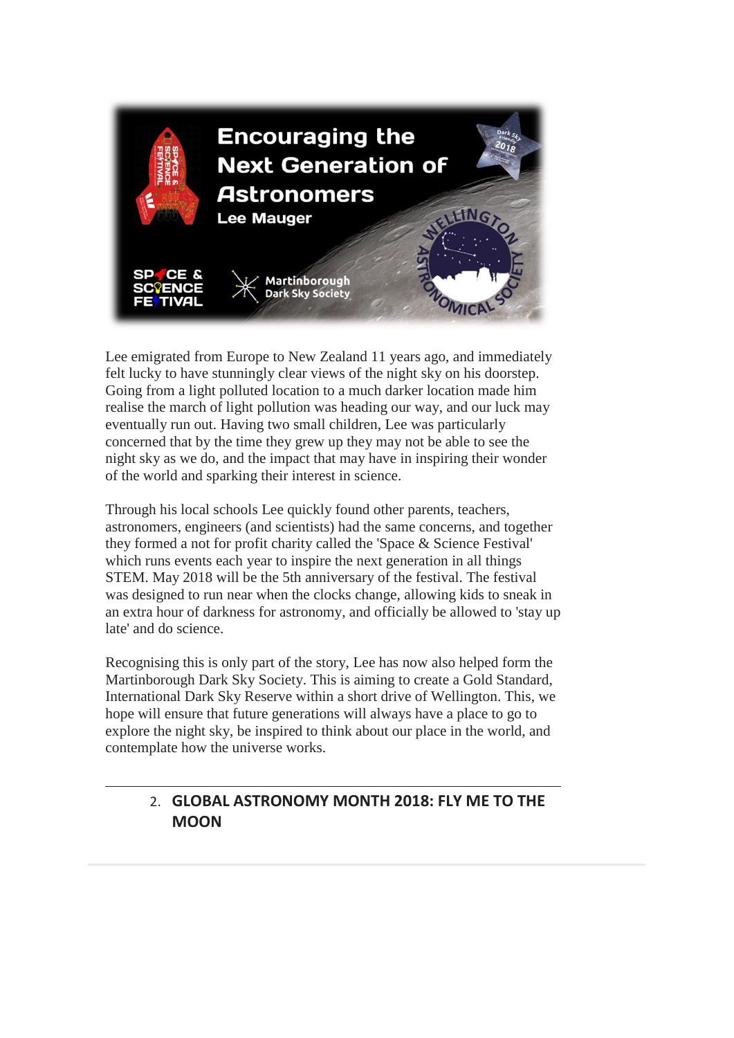Lee emigrated from Europe to New Zealand 11 years ago, and immediately felt lucky to have stunningly clear views of the night sky on his doorstep. Going from a light polluted location to a much darker location made him realise the march of light pollution was heading our way, and our luck may eventually run out. Having two small children, Lee was particularly concerned that by the time they grew up they may not be able to see the night sky as we do, and the impact that may have in inspiring their wonder of the world and sparking their interest in science.

Through his local schools Lee quickly found other parents, teachers, astronomers, engineers (and scientists) had the same concerns, and together they formed a not for profit charity called the 'Space & Science Festival' which runs events each year to inspire the next generation in all things STEM. May 2018 will be the 5th anniversary of the festival. The festival was designed to run near when the clocks change, allowing kids to sneak in an extra hour of darkness for astronomy, and officially be allowed to 'stay up late' and do science.

Recognising this is only part of the story, Lee has now also helped form the Martinborough Dark Sky Society. This is aiming to create a Gold Standard, International Dark Sky Reserve within a short drive of Wellington. This, we hope will ensure that future generations will always have a place to go to explore the night sky, be inspired to think about our place in the world, and contemplate how the universe works.

---

2. **GLOBAL ASTRONOMY MONTH 2018: FLY ME TO THE MOON**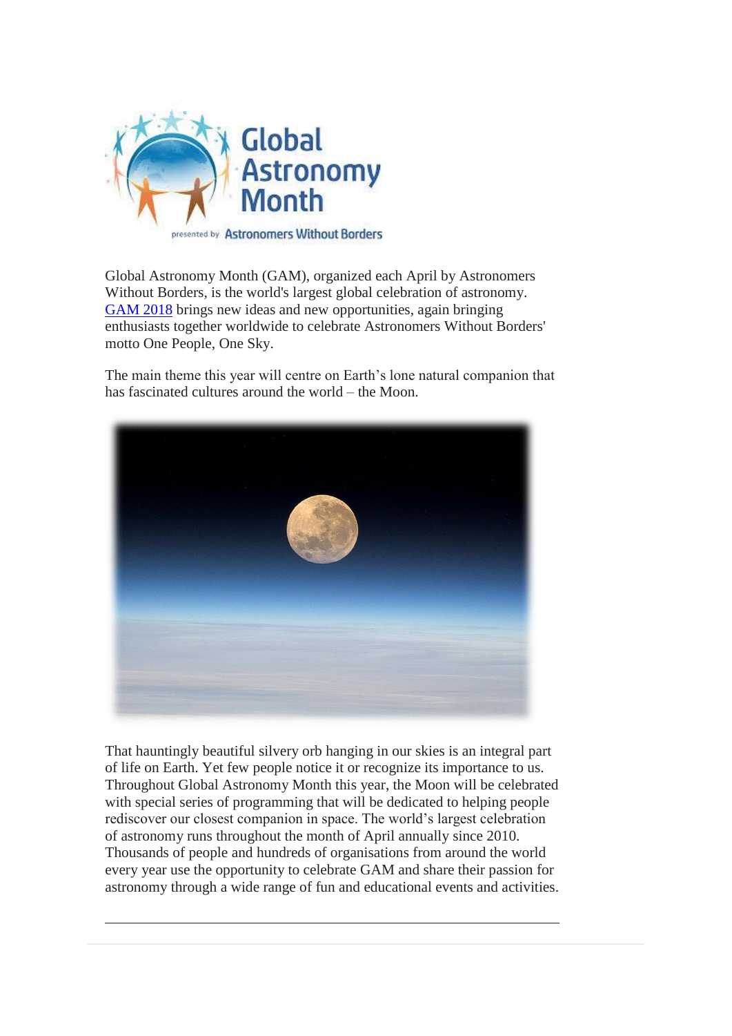Global Astronomy Month (GAM), organized each April by Astronomers Without Borders, is the world's largest global celebration of astronomy. GAM 2018 brings new ideas and new opportunities, again bringing enthusiasts together worldwide to celebrate Astronomers Without Borders' motto One People, One Sky.

The main theme this year will centre on Earth's lone natural companion that has fascinated cultures around the world – the Moon.

That hauntingly beautiful silvery orb hanging in our skies is an integral part of life on Earth. Yet few people notice it or recognize its importance to us. Throughout Global Astronomy Month this year, the Moon will be celebrated with special series of programming that will be dedicated to helping people rediscover our closest companion in space. The world's largest celebration of astronomy runs throughout the month of April annually since 2010. Thousands of people and hundreds of organisations from around the world every year use the opportunity to celebrate GAM and share their passion for astronomy through a wide range of fun and educational events and activities.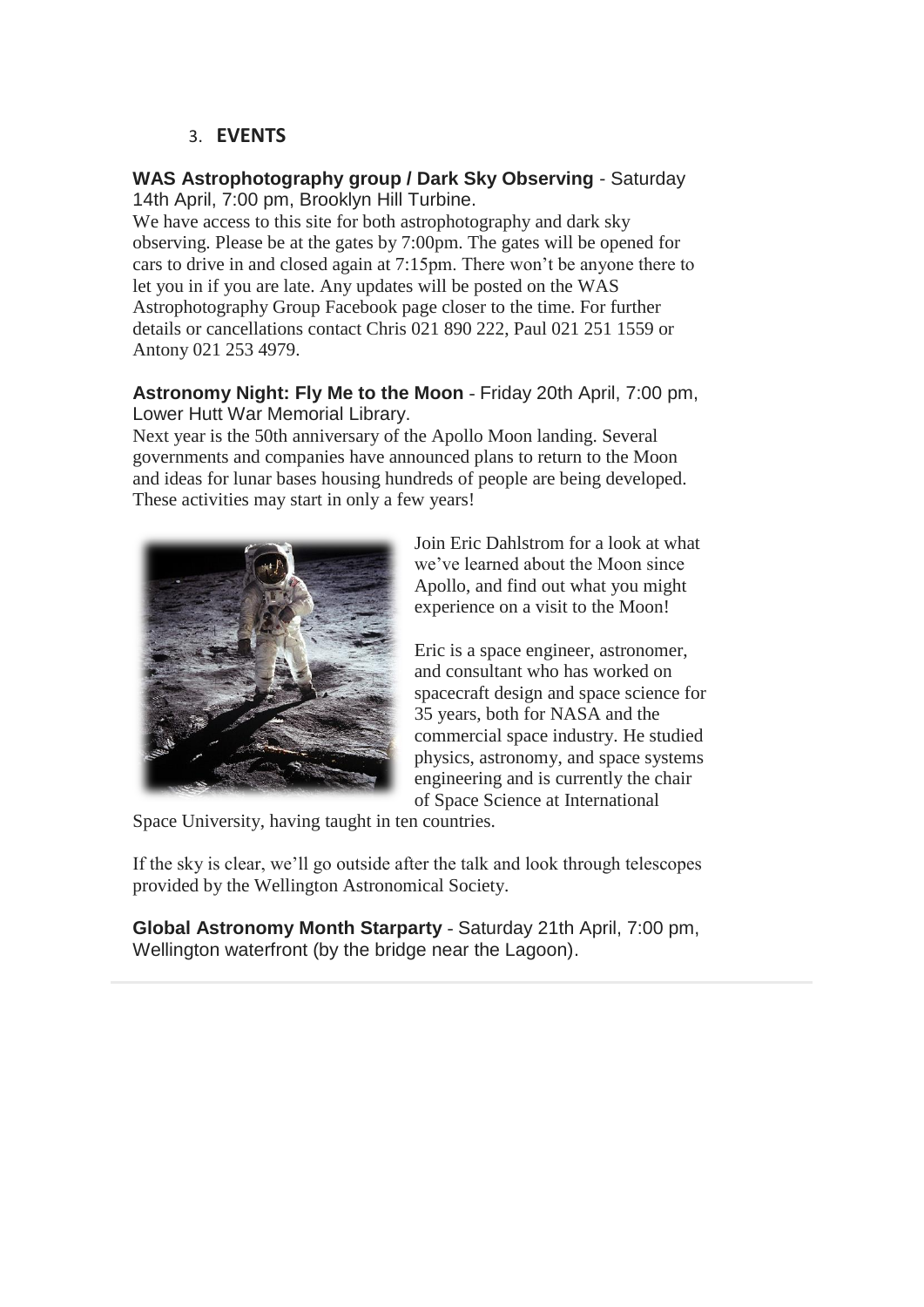## 3. EVENTS

**WAS Astrophotography group / Dark Sky Observing** - Saturday 14th April, 7:00 pm, Brooklyn Hill Turbine.

We have access to this site for both astrophotography and dark sky observing. Please be at the gates by 7:00pm. The gates will be opened for cars to drive in and closed again at 7:15pm. There won't be anyone there to let you in if you are late. Any updates will be posted on the WAS Astrophotography Group Facebook page closer to the time. For further details or cancellations contact Chris 021 890 222, Paul 021 251 1559 or Antony 021 253 4979.

**Astronomy Night: Fly Me to the Moon** - Friday 20th April, 7:00 pm, Lower Hutt War Memorial Library.

Next year is the 50th anniversary of the Apollo Moon landing. Several governments and companies have announced plans to return to the Moon and ideas for lunar bases housing hundreds of people are being developed. These activities may start in only a few years!

Join Eric Dahlstrom for a look at what we've learned about the Moon since Apollo, and find out what you might experience on a visit to the Moon!

Eric is a space engineer, astronomer, and consultant who has worked on spacecraft design and space science for 35 years, both for NASA and the commercial space industry. He studied physics, astronomy, and space systems engineering and is currently the chair of Space Science at International Space University, having taught in ten countries.

If the sky is clear, we'll go outside after the talk and look through telescopes provided by the Wellington Astronomical Society.

**Global Astronomy Month Starparty** - Saturday 21th April, 7:00 pm, Wellington waterfront (by the bridge near the Lagoon).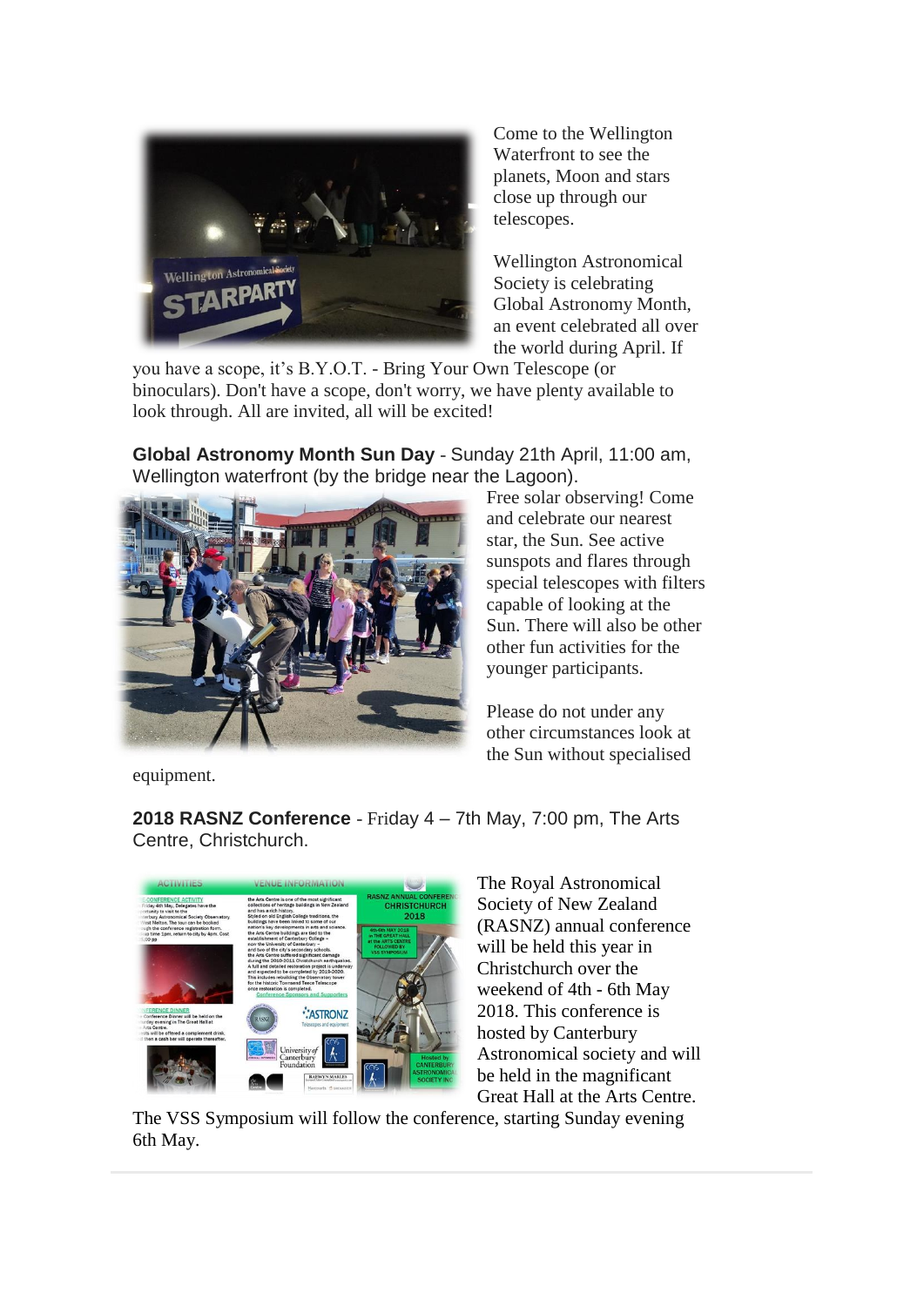Come to the Wellington Waterfront to see the planets, Moon and stars close up through our telescopes.

Wellington Astronomical Society is celebrating Global Astronomy Month, an event celebrated all over the world during April. If you have a scope, it's B.Y.O.T. - Bring Your Own Telescope (or binoculars). Don't have a scope, don't worry, we have plenty available to look through. All are invited, all will be excited!

**Global Astronomy Month Sun Day** - Sunday 21th April, 11:00 am, Wellington waterfront (by the bridge near the Lagoon).

Free solar observing! Come and celebrate our nearest star, the Sun. See active sunspots and flares through special telescopes with filters capable of looking at the Sun. There will also be other other fun activities for the younger participants.

Please do not under any other circumstances look at the Sun without specialised equipment.

**2018 RASNZ Conference** - Friday 4 – 7th May, 7:00 pm, The Arts Centre, Christchurch.

The Royal Astronomical Society of New Zealand (RASNZ) annual conference will be held this year in Christchurch over the weekend of 4th - 6th May 2018. This conference is hosted by Canterbury Astronomical society and will be held in the magnificant Great Hall at the Arts Centre. The VSS Symposium will follow the conference, starting Sunday evening 6th May.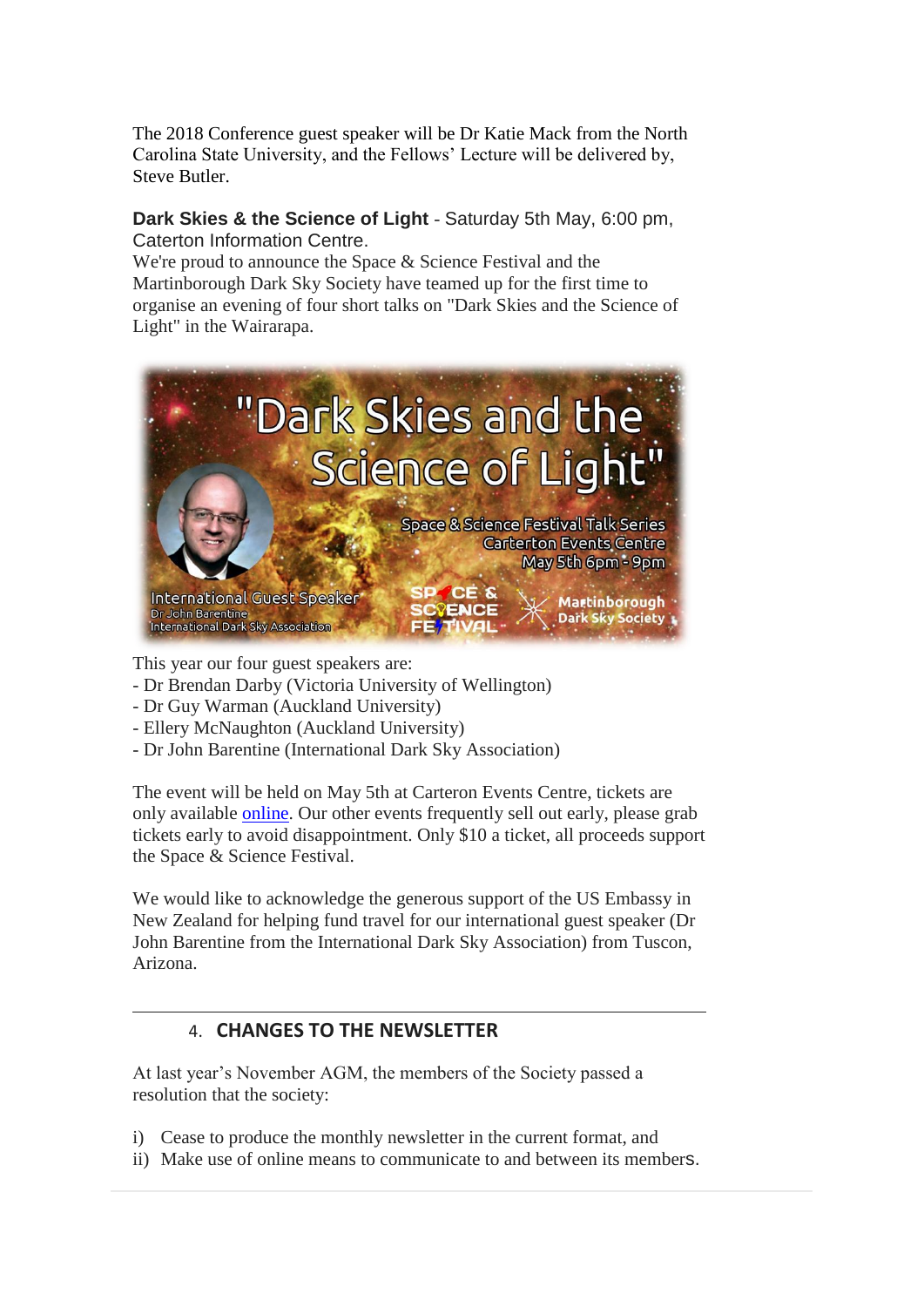The 2018 Conference guest speaker will be Dr Katie Mack from the North Carolina State University, and the Fellows' Lecture will be delivered by, Steve Butler.

**Dark Skies & the Science of Light** - Saturday 5th May, 6:00 pm, Caterton Information Centre.

We're proud to announce the Space & Science Festival and the Martinborough Dark Sky Society have teamed up for the first time to organise an evening of four short talks on "Dark Skies and the Science of Light" in the Wairarapa.

This year our four guest speakers are:

- Dr Brendan Darby (Victoria University of Wellington)
- Dr Guy Warman (Auckland University)
- Ellery McNaughton (Auckland University)
- Dr John Barentine (International Dark Sky Association)

The event will be held on May 5th at Carteron Events Centre, tickets are only available online. Our other events frequently sell out early, please grab tickets early to avoid disappointment. Only $10 a ticket, all proceeds support the Space & Science Festival.

We would like to acknowledge the generous support of the US Embassy in New Zealand for helping fund travel for our international guest speaker (Dr John Barentine from the International Dark Sky Association) from Tuscon, Arizona.

---

## 4. CHANGES TO THE NEWSLETTER

At last year's November AGM, the members of the Society passed a resolution that the society:

i) Cease to produce the monthly newsletter in the current format, and
ii) Make use of online means to communicate to and between its members.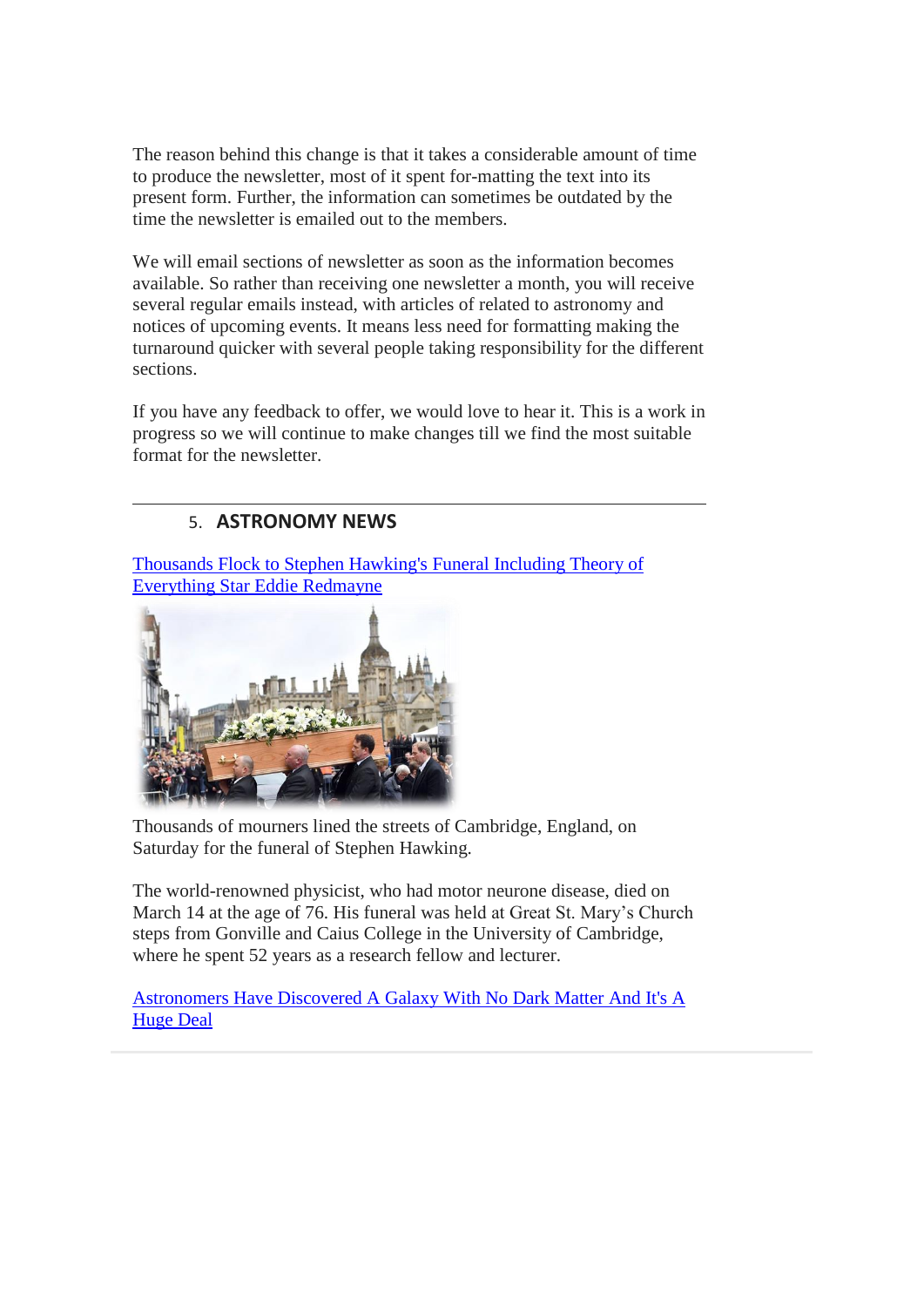The reason behind this change is that it takes a considerable amount of time to produce the newsletter, most of it spent for-matting the text into its present form. Further, the information can sometimes be outdated by the time the newsletter is emailed out to the members.

We will email sections of newsletter as soon as the information becomes available. So rather than receiving one newsletter a month, you will receive several regular emails instead, with articles of related to astronomy and notices of upcoming events. It means less need for formatting making the turnaround quicker with several people taking responsibility for the different sections.

If you have any feedback to offer, we would love to hear it. This is a work in progress so we will continue to make changes till we find the most suitable format for the newsletter.

---

## 5. ASTRONOMY NEWS

Thousands Flock to Stephen Hawking's Funeral Including Theory of Everything Star Eddie Redmayne

Thousands of mourners lined the streets of Cambridge, England, on Saturday for the funeral of Stephen Hawking.

The world-renowned physicist, who had motor neurone disease, died on March 14 at the age of 76. His funeral was held at Great St. Mary's Church steps from Gonville and Caius College in the University of Cambridge, where he spent 52 years as a research fellow and lecturer.

Astronomers Have Discovered A Galaxy With No Dark Matter And It's A Huge Deal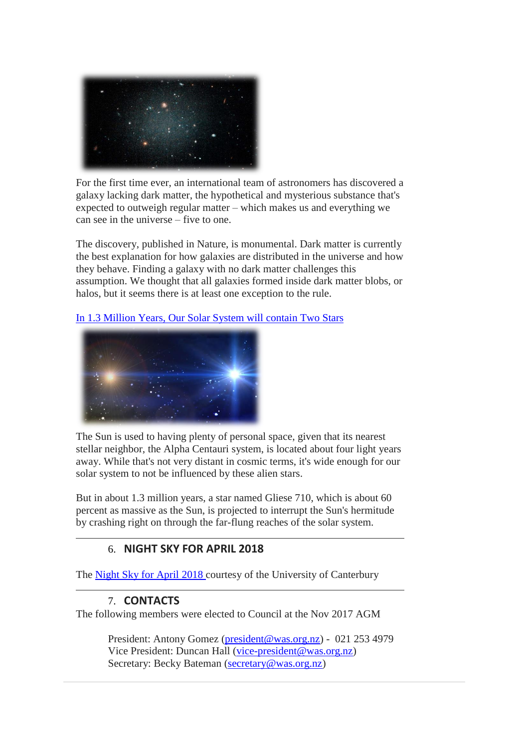For the first time ever, an international team of astronomers has discovered a galaxy lacking dark matter, the hypothetical and mysterious substance that's expected to outweigh regular matter – which makes us and everything we can see in the universe – five to one.

The discovery, published in Nature, is monumental. Dark matter is currently the best explanation for how galaxies are distributed in the universe and how they behave. Finding a galaxy with no dark matter challenges this assumption. We thought that all galaxies formed inside dark matter blobs, or halos, but it seems there is at least one exception to the rule.

[In 1.3 Million Years, Our Solar System will contain Two Stars]

The Sun is used to having plenty of personal space, given that its nearest stellar neighbor, the Alpha Centauri system, is located about four light years away. While that's not very distant in cosmic terms, it's wide enough for our solar system to not be influenced by these alien stars.

But in about 1.3 million years, a star named Gliese 710, which is about 60 percent as massive as the Sun, is projected to interrupt the Sun's hermitude by crashing right on through the far-flung reaches of the solar system.

---

## 6. NIGHT SKY FOR APRIL 2018

The [Night Sky for April 2018] courtesy of the University of Canterbury

---

## 7. CONTACTS

The following members were elected to Council at the Nov 2017 AGM

> President: Antony Gomez (president@was.org.nz) - 021 253 4979
> Vice President: Duncan Hall (vice-president@was.org.nz)
> Secretary: Becky Bateman (secretary@was.org.nz)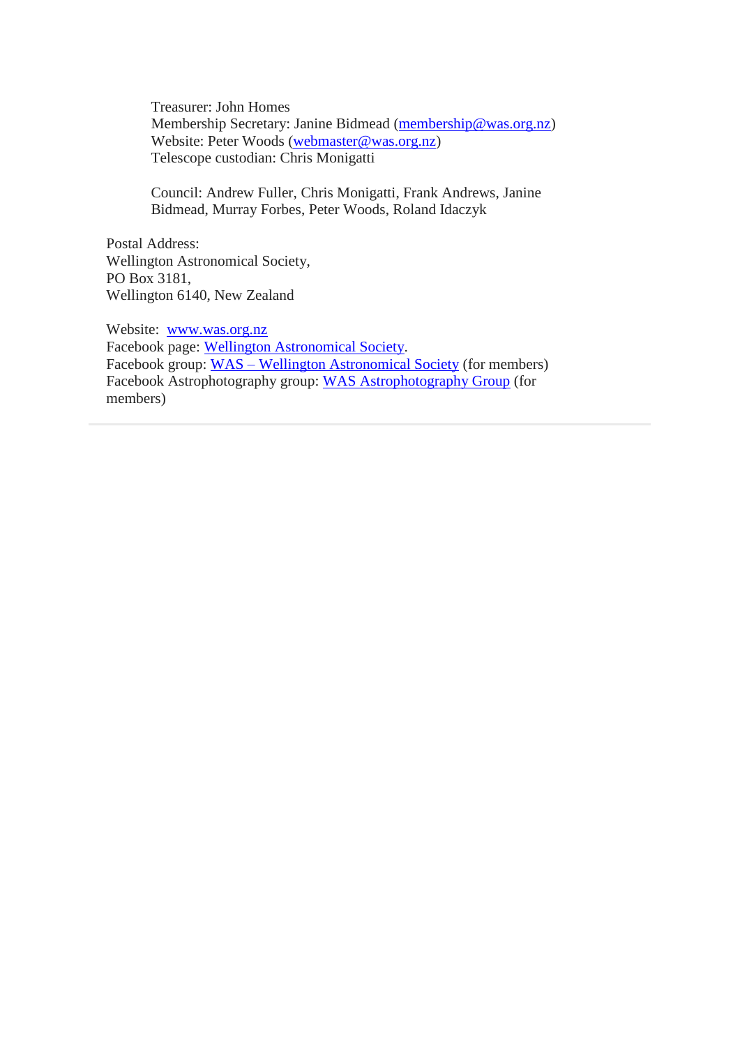Treasurer: John Homes
Membership Secretary: Janine Bidmead (membership@was.org.nz)
Website: Peter Woods (webmaster@was.org.nz)
Telescope custodian: Chris Monigatti

Council: Andrew Fuller, Chris Monigatti, Frank Andrews, Janine Bidmead, Murray Forbes, Peter Woods, Roland Idaczyk

Postal Address:
Wellington Astronomical Society,
PO Box 3181,
Wellington 6140, New Zealand

Website: www.was.org.nz
Facebook page: Wellington Astronomical Society.
Facebook group: WAS – Wellington Astronomical Society (for members)
Facebook Astrophotography group: WAS Astrophotography Group (for members)

---